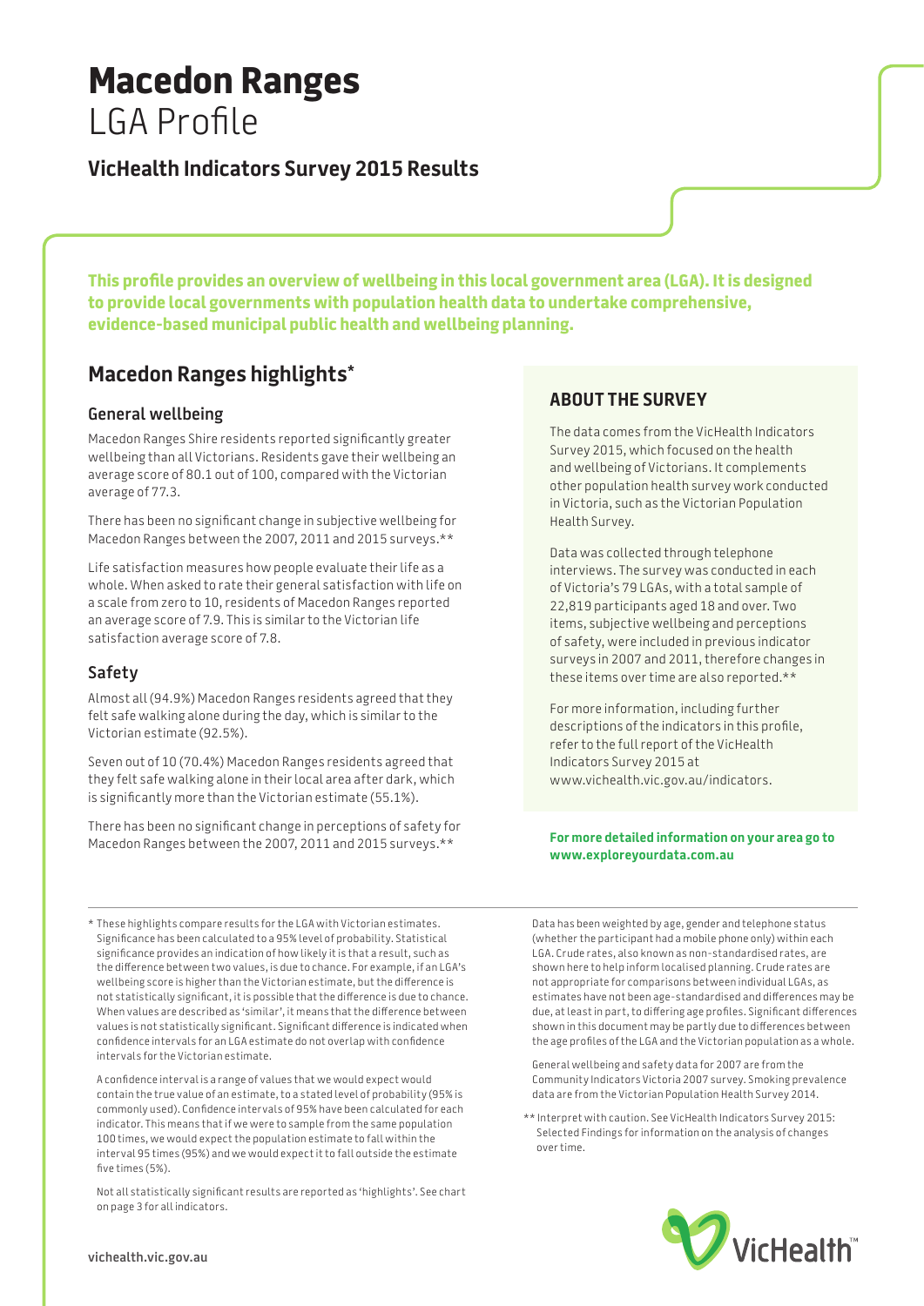# Macedon Ranges

LGA Profile

## VicHealth Indicators Survey 2015 Results

**This profile provides an overview of wellbeing in this local government area (LGA). It is designed to provide local governments with population health data to undertake comprehensive, evidence-based municipal public health and wellbeing planning.**

## Macedon Ranges highlights*

### General wellbeing

Macedon Ranges Shire residents reported significantly greater wellbeing than all Victorians. Residents gave their wellbeing an average score of 80.1 out of 100, compared with the Victorian average of 77.3.

There has been no significant change in subjective wellbeing for Macedon Ranges between the 2007, 2011 and 2015 surveys.**

Life satisfaction measures how people evaluate their life as a whole. When asked to rate their general satisfaction with life on a scale from zero to 10, residents of Macedon Ranges reported an average score of 7.9. This is similar to the Victorian life satisfaction average score of 7.8.

### Safety

Almost all (94.9%) Macedon Ranges residents agreed that they felt safe walking alone during the day, which is similar to the Victorian estimate (92.5%).

Seven out of 10 (70.4%) Macedon Ranges residents agreed that they felt safe walking alone in their local area after dark, which is significantly more than the Victorian estimate (55.1%).

There has been no significant change in perceptions of safety for Macedon Ranges between the 2007, 2011 and 2015 surveys.**

## ABOUT THE SURVEY

The data comes from the VicHealth Indicators Survey 2015, which focused on the health and wellbeing of Victorians. It complements other population health survey work conducted in Victoria, such as the Victorian Population Health Survey.

Data was collected through telephone interviews. The survey was conducted in each of Victoria's 79 LGAs, with a total sample of 22,819 participants aged 18 and over. Two items, subjective wellbeing and perceptions of safety, were included in previous indicator surveys in 2007 and 2011, therefore changes in these items over time are also reported.**

For more information, including further descriptions of the indicators in this profile, refer to the full report of the VicHealth Indicators Survey 2015 at www.vichealth.vic.gov.au/indicators.

**For more detailed information on your area go to www.exploreyourdata.com.au**

---

* These highlights compare results for the LGA with Victorian estimates. Significance has been calculated to a 95% level of probability. Statistical significance provides an indication of how likely it is that a result, such as the difference between two values, is due to chance. For example, if an LGA's wellbeing score is higher than the Victorian estimate, but the difference is not statistically significant, it is possible that the difference is due to chance. When values are described as 'similar', it means that the difference between values is not statistically significant. Significant difference is indicated when confidence intervals for an LGA estimate do not overlap with confidence intervals for the Victorian estimate.

A confidence interval is a range of values that we would expect would contain the true value of an estimate, to a stated level of probability (95% is commonly used). Confidence intervals of 95% have been calculated for each indicator. This means that if we were to sample from the same population 100 times, we would expect the population estimate to fall within the interval 95 times (95%) and we would expect it to fall outside the estimate five times (5%).

Not all statistically significant results are reported as 'highlights'. See chart on page 3 for all indicators.

Data has been weighted by age, gender and telephone status (whether the participant had a mobile phone only) within each LGA. Crude rates, also known as non-standardised rates, are shown here to help inform localised planning. Crude rates are not appropriate for comparisons between individual LGAs, as estimates have not been age-standardised and differences may be due, at least in part, to differing age profiles. Significant differences shown in this document may be partly due to differences between the age profiles of the LGA and the Victorian population as a whole.

General wellbeing and safety data for 2007 are from the Community Indicators Victoria 2007 survey. Smoking prevalence data are from the Victorian Population Health Survey 2014.

** Interpret with caution. See VicHealth Indicators Survey 2015: Selected Findings for information on the analysis of changes over time.

vichealth.vic.gov.au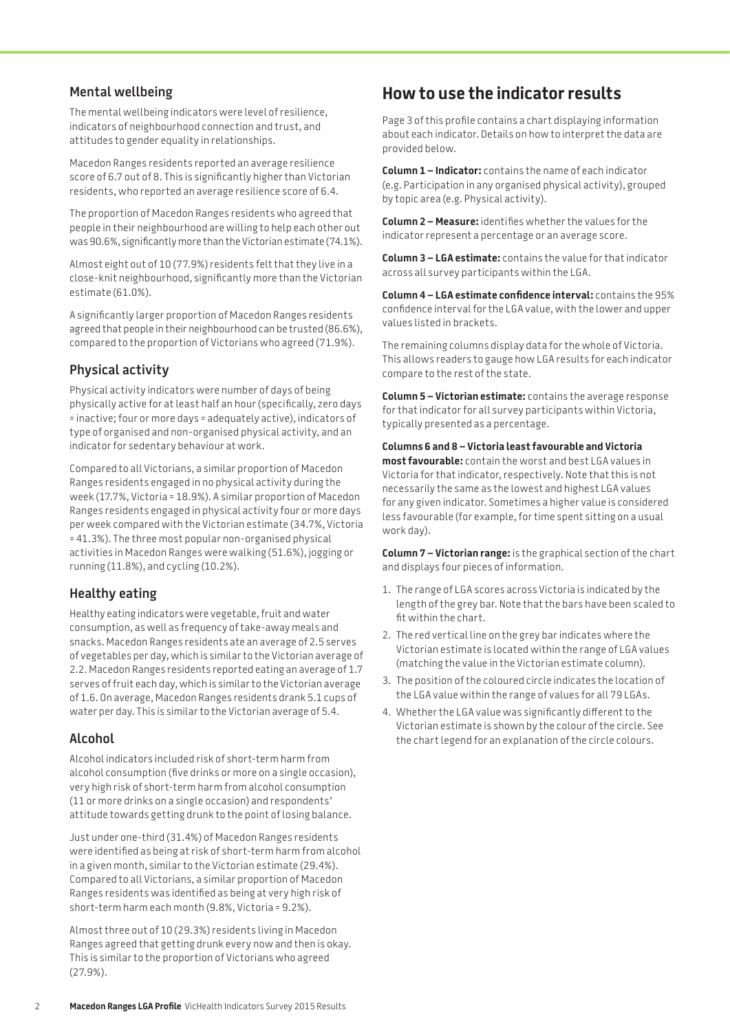## Mental wellbeing

The mental wellbeing indicators were level of resilience, indicators of neighbourhood connection and trust, and attitudes to gender equality in relationships.

Macedon Ranges residents reported an average resilience score of 6.7 out of 8. This is significantly higher than Victorian residents, who reported an average resilience score of 6.4.

The proportion of Macedon Ranges residents who agreed that people in their neighbourhood are willing to help each other out was 90.6%, significantly more than the Victorian estimate (74.1%).

Almost eight out of 10 (77.9%) residents felt that they live in a close-knit neighbourhood, significantly more than the Victorian estimate (61.0%).

A significantly larger proportion of Macedon Ranges residents agreed that people in their neighbourhood can be trusted (86.6%), compared to the proportion of Victorians who agreed (71.9%).

## Physical activity

Physical activity indicators were number of days of being physically active for at least half an hour (specifically, zero days = inactive; four or more days = adequately active), indicators of type of organised and non-organised physical activity, and an indicator for sedentary behaviour at work.

Compared to all Victorians, a similar proportion of Macedon Ranges residents engaged in no physical activity during the week (17.7%, Victoria = 18.9%). A similar proportion of Macedon Ranges residents engaged in physical activity four or more days per week compared with the Victorian estimate (34.7%, Victoria = 41.3%). The three most popular non-organised physical activities in Macedon Ranges were walking (51.6%), jogging or running (11.8%), and cycling (10.2%).

## Healthy eating

Healthy eating indicators were vegetable, fruit and water consumption, as well as frequency of take-away meals and snacks. Macedon Ranges residents ate an average of 2.5 serves of vegetables per day, which is similar to the Victorian average of 2.2. Macedon Ranges residents reported eating an average of 1.7 serves of fruit each day, which is similar to the Victorian average of 1.6. On average, Macedon Ranges residents drank 5.1 cups of water per day. This is similar to the Victorian average of 5.4.

## Alcohol

Alcohol indicators included risk of short-term harm from alcohol consumption (five drinks or more on a single occasion), very high risk of short-term harm from alcohol consumption (11 or more drinks on a single occasion) and respondents' attitude towards getting drunk to the point of losing balance.

Just under one-third (31.4%) of Macedon Ranges residents were identified as being at risk of short-term harm from alcohol in a given month, similar to the Victorian estimate (29.4%). Compared to all Victorians, a similar proportion of Macedon Ranges residents was identified as being at very high risk of short-term harm each month (9.8%, Victoria = 9.2%).

Almost three out of 10 (29.3%) residents living in Macedon Ranges agreed that getting drunk every now and then is okay. This is similar to the proportion of Victorians who agreed (27.9%).

# How to use the indicator results

Page 3 of this profile contains a chart displaying information about each indicator. Details on how to interpret the data are provided below.

**Column 1 – Indicator:** contains the name of each indicator (e.g. Participation in any organised physical activity), grouped by topic area (e.g. Physical activity).

**Column 2 – Measure:** identifies whether the values for the indicator represent a percentage or an average score.

**Column 3 – LGA estimate:** contains the value for that indicator across all survey participants within the LGA.

**Column 4 – LGA estimate confidence interval:** contains the 95% confidence interval for the LGA value, with the lower and upper values listed in brackets.

The remaining columns display data for the whole of Victoria. This allows readers to gauge how LGA results for each indicator compare to the rest of the state.

**Column 5 – Victorian estimate:** contains the average response for that indicator for all survey participants within Victoria, typically presented as a percentage.

**Columns 6 and 8 – Victoria least favourable and Victoria most favourable:** contain the worst and best LGA values in Victoria for that indicator, respectively. Note that this is not necessarily the same as the lowest and highest LGA values for any given indicator. Sometimes a higher value is considered less favourable (for example, for time spent sitting on a usual work day).

**Column 7 – Victorian range:** is the graphical section of the chart and displays four pieces of information.

1. The range of LGA scores across Victoria is indicated by the length of the grey bar. Note that the bars have been scaled to fit within the chart.
2. The red vertical line on the grey bar indicates where the Victorian estimate is located within the range of LGA values (matching the value in the Victorian estimate column).
3. The position of the coloured circle indicates the location of the LGA value within the range of values for all 79 LGAs.
4. Whether the LGA value was significantly different to the Victorian estimate is shown by the colour of the circle. See the chart legend for an explanation of the circle colours.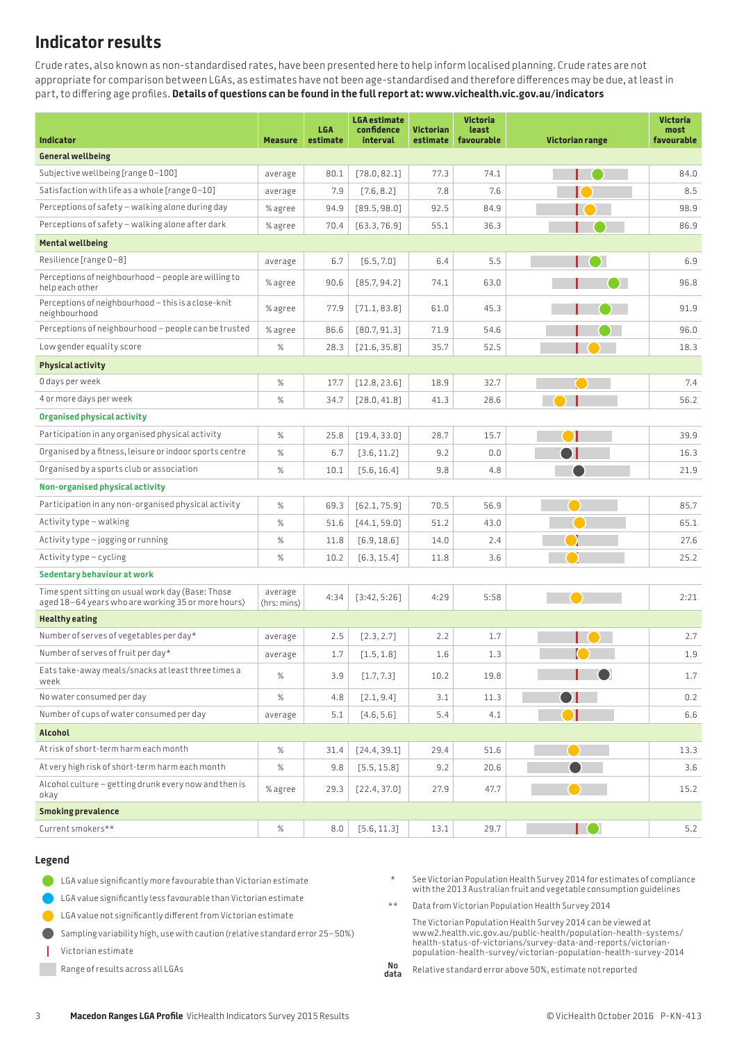# Indicator results

Crude rates, also known as non-standardised rates, have been presented here to help inform localised planning. Crude rates are not appropriate for comparison between LGAs, as estimates have not been age-standardised and therefore differences may be due, at least in part, to differing age profiles. **Details of questions can be found in the full report at: www.vichealth.vic.gov.au/indicators**

| Indicator | Measure | LGA estimate | LGA estimate confidence interval | Victorian estimate | Victoria least favourable | Victorian range | Victoria most favourable |
|---|---|---|---|---|---|---|---|
| **General wellbeing** | | | | | | | |
| Subjective wellbeing [range 0–100] | average | 80.1 | [78.0, 82.1] | 77.3 | 74.1 | | 84.0 |
| Satisfaction with life as a whole [range 0–10] | average | 7.9 | [7.6, 8.2] | 7.8 | 7.6 | | 8.5 |
| Perceptions of safety – walking alone during day | % agree | 94.9 | [89.5, 98.0] | 92.5 | 84.9 | | 98.9 |
| Perceptions of safety – walking alone after dark | % agree | 70.4 | [63.3, 76.9] | 55.1 | 36.3 | | 86.9 |
| **Mental wellbeing** | | | | | | | |
| Resilience [range 0–8] | average | 6.7 | [6.5, 7.0] | 6.4 | 5.5 | | 6.9 |
| Perceptions of neighbourhood – people are willing to help each other | % agree | 90.6 | [85.7, 94.2] | 74.1 | 63.0 | | 96.8 |
| Perceptions of neighbourhood – this is a close-knit neighbourhood | % agree | 77.9 | [71.1, 83.8] | 61.0 | 45.3 | | 91.9 |
| Perceptions of neighbourhood – people can be trusted | % agree | 86.6 | [80.7, 91.3] | 71.9 | 54.6 | | 96.0 |
| Low gender equality score | % | 28.3 | [21.6, 35.8] | 35.7 | 52.5 | | 18.3 |
| **Physical activity** | | | | | | | |
| 0 days per week | % | 17.7 | [12.8, 23.6] | 18.9 | 32.7 | | 7.4 |
| 4 or more days per week | % | 34.7 | [28.0, 41.8] | 41.3 | 28.6 | | 56.2 |
| **Organised physical activity** | | | | | | | |
| Participation in any organised physical activity | % | 25.8 | [19.4, 33.0] | 28.7 | 15.7 | | 39.9 |
| Organised by a fitness, leisure or indoor sports centre | % | 6.7 | [3.6, 11.2] | 9.2 | 0.0 | | 16.3 |
| Organised by a sports club or association | % | 10.1 | [5.6, 16.4] | 9.8 | 4.8 | | 21.9 |
| **Non-organised physical activity** | | | | | | | |
| Participation in any non-organised physical activity | % | 69.3 | [62.1, 75.9] | 70.5 | 56.9 | | 85.7 |
| Activity type – walking | % | 51.6 | [44.1, 59.0] | 51.2 | 43.0 | | 65.1 |
| Activity type – jogging or running | % | 11.8 | [6.9, 18.6] | 14.0 | 2.4 | | 27.6 |
| Activity type – cycling | % | 10.2 | [6.3, 15.4] | 11.8 | 3.6 | | 25.2 |
| **Sedentary behaviour at work** | | | | | | | |
| Time spent sitting on usual work day (Base: Those aged 18–64 years who are working 35 or more hours) | average (hrs: mins) | 4:34 | [3:42, 5:26] | 4:29 | 5:58 | | 2:21 |
| **Healthy eating** | | | | | | | |
| Number of serves of vegetables per day* | average | 2.5 | [2.3, 2.7] | 2.2 | 1.7 | | 2.7 |
| Number of serves of fruit per day* | average | 1.7 | [1.5, 1.8] | 1.6 | 1.3 | | 1.9 |
| Eats take-away meals/snacks at least three times a week | % | 3.9 | [1.7, 7.3] | 10.2 | 19.8 | | 1.7 |
| No water consumed per day | % | 4.8 | [2.1, 9.4] | 3.1 | 11.3 | | 0.2 |
| Number of cups of water consumed per day | average | 5.1 | [4.6, 5.6] | 5.4 | 4.1 | | 6.6 |
| **Alcohol** | | | | | | | |
| At risk of short-term harm each month | % | 31.4 | [24.4, 39.1] | 29.4 | 51.6 | | 13.3 |
| At very high risk of short-term harm each month | % | 9.8 | [5.5, 15.8] | 9.2 | 20.6 | | 3.6 |
| Alcohol culture – getting drunk every now and then is okay | % agree | 29.3 | [22.4, 37.0] | 27.9 | 47.7 | | 15.2 |
| **Smoking prevalence** | | | | | | | |
| Current smokers** | % | 8.0 | [5.6, 11.3] | 13.1 | 29.7 | | 5.2 |

## Legend

- LGA value significantly more favourable than Victorian estimate
- LGA value significantly less favourable than Victorian estimate
- LGA value not significantly different from Victorian estimate
- Sampling variability high, use with caution (relative standard error 25–50%)
- Victorian estimate
- Range of results across all LGAs

\* See Victorian Population Health Survey 2014 for estimates of compliance with the 2013 Australian fruit and vegetable consumption guidelines

\*\* Data from Victorian Population Health Survey 2014

The Victorian Population Health Survey 2014 can be viewed at www2.health.vic.gov.au/public-health/population-health-systems/health-status-of-victorians/survey-data-and-reports/victorian-population-health-survey/victorian-population-health-survey-2014

No data: Relative standard error above 50%, estimate not reported

**Macedon Ranges LGA Profile** VicHealth Indicators Survey 2015 Results

© VicHealth October 2016 P-KN-413